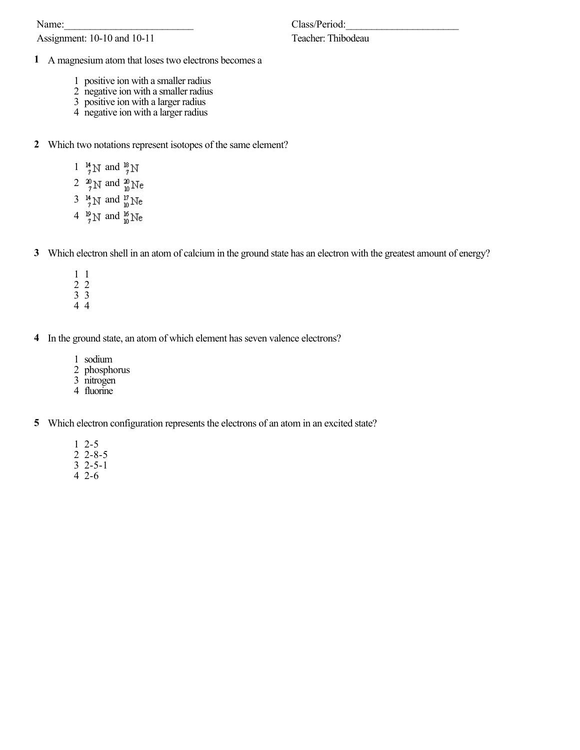Name:_________________________ Class/Period:______________________

Assignment: 10-10 and 10-11 Teacher: Thibodeau

**1** A magnesium atom that loses two electrons becomes a

1 positive ion with a smaller radius
2 negative ion with a smaller radius
3 positive ion with a larger radius
4 negative ion with a larger radius

**2** Which two notations represent isotopes of the same element?

1 $^{14}_{7}\text{N}$ and $^{18}_{7}\text{N}$
2 $^{20}_{7}\text{N}$ and $^{20}_{10}\text{Ne}$
3 $^{14}_{7}\text{N}$ and $^{17}_{10}\text{Ne}$
4 $^{19}_{7}\text{N}$ and $^{16}_{10}\text{Ne}$

**3** Which electron shell in an atom of calcium in the ground state has an electron with the greatest amount of energy?

1 1
2 2
3 3
4 4

**4** In the ground state, an atom of which element has seven valence electrons?

1 sodium
2 phosphorus
3 nitrogen
4 fluorine

**5** Which electron configuration represents the electrons of an atom in an excited state?

1 2-5
2 2-8-5
3 2-5-1
4 2-6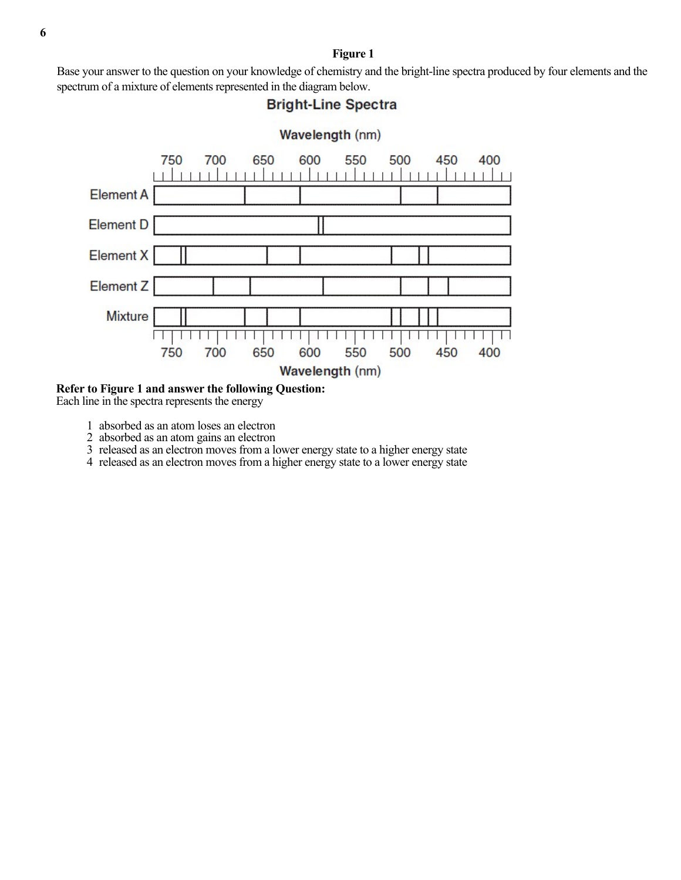**Figure 1**

Base your answer to the question on your knowledge of chemistry and the bright-line spectra produced by four elements and the spectrum of a mixture of elements represented in the diagram below.

Bright-Line Spectra

Wavelength (nm)

750 700 650 600 550 500 450 400

Element A

Element D

Element X

Element Z

Mixture

750 700 650 600 550 500 450 400

Wavelength (nm)

**Refer to Figure 1 and answer the following Question:**

Each line in the spectra represents the energy

1. absorbed as an atom loses an electron
2. absorbed as an atom gains an electron
3. released as an electron moves from a lower energy state to a higher energy state
4. released as an electron moves from a higher energy state to a lower energy state